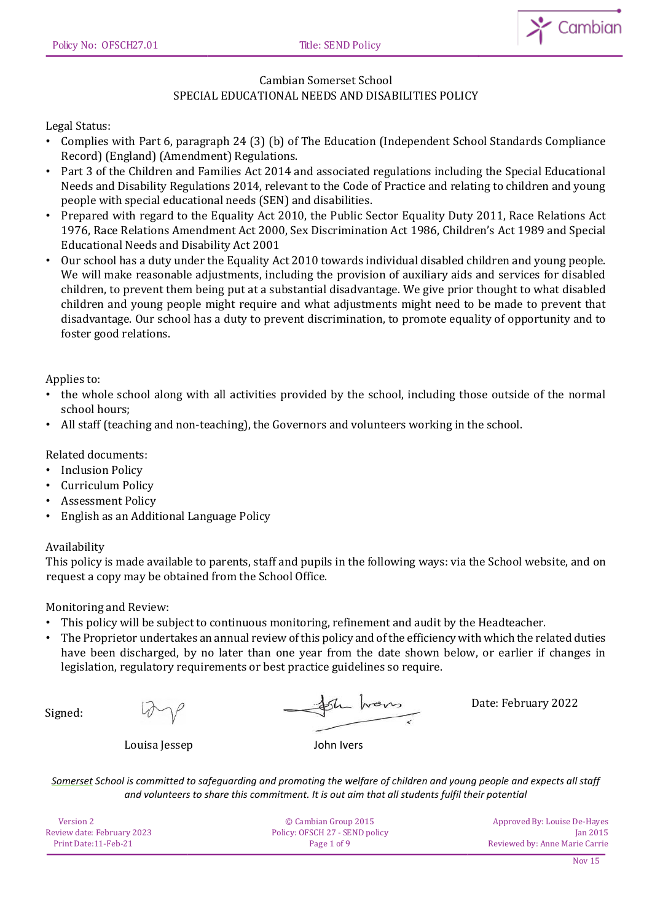# Cambian Somerset School

## SPECIAL EDUCATIONAL NEEDS AND DISABILITIES POLICY

Legal Status:

- Complies with Part 6, paragraph 24 (3) (b) of The Education (Independent School Standards Compliance Record) (England) (Amendment) Regulations.
- Part 3 of the Children and Families Act 2014 and associated regulations including the Special Educational Needs and Disability Regulations 2014, relevant to the Code of Practice and relating to children and young people with special educational needs (SEN) and disabilities.
- Prepared with regard to the Equality Act 2010, the Public Sector Equality Duty 2011, Race Relations Act 1976, Race Relations Amendment Act 2000, Sex Discrimination Act 1986, Children's Act 1989 and Special Educational Needs and Disability Act 2001
- Our school has a duty under the Equality Act 2010 towards individual disabled children and young people. We will make reasonable adjustments, including the provision of auxiliary aids and services for disabled children, to prevent them being put at a substantial disadvantage. We give prior thought to what disabled children and young people might require and what adjustments might need to be made to prevent that disadvantage. Our school has a duty to prevent discrimination, to promote equality of opportunity and to foster good relations.

Applies to:

- the whole school along with all activities provided by the school, including those outside of the normal school hours;
- All staff (teaching and non-teaching), the Governors and volunteers working in the school.

Related documents:

- Inclusion Policy
- Curriculum Policy
- Assessment Policy
- English as an Additional Language Policy

Availability

This policy is made available to parents, staff and pupils in the following ways: via the School website, and on request a copy may be obtained from the School Office.

Monitoring and Review:

- This policy will be subject to continuous monitoring, refinement and audit by the Headteacher.
- The Proprietor undertakes an annual review of this policy and of the efficiency with which the related duties have been discharged, by no later than one year from the date shown below, or earlier if changes in legislation, regulatory requirements or best practice guidelines so require.

Signed:

Louisa Jessep

John Ivers

Date: February 2022

*Somerset School is committed to safeguarding and promoting the welfare of children and young people and expects all staff and volunteers to share this commitment. It is out aim that all students fulfil their potential*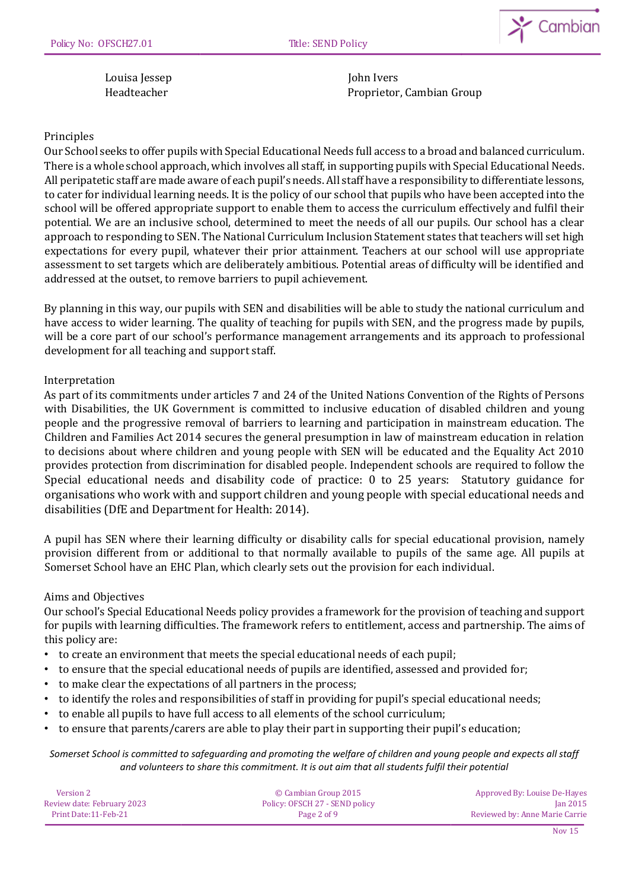| Louisa Jessep | John Ivers |
| --- | --- |
| Headteacher | Proprietor, Cambian Group |

## Principles

Our School seeks to offer pupils with Special Educational Needs full access to a broad and balanced curriculum. There is a whole school approach, which involves all staff, in supporting pupils with Special Educational Needs. All peripatetic staff are made aware of each pupil's needs. All staff have a responsibility to differentiate lessons, to cater for individual learning needs. It is the policy of our school that pupils who have been accepted into the school will be offered appropriate support to enable them to access the curriculum effectively and fulfil their potential. We are an inclusive school, determined to meet the needs of all our pupils. Our school has a clear approach to responding to SEN. The National Curriculum Inclusion Statement states that teachers will set high expectations for every pupil, whatever their prior attainment. Teachers at our school will use appropriate assessment to set targets which are deliberately ambitious. Potential areas of difficulty will be identified and addressed at the outset, to remove barriers to pupil achievement.

By planning in this way, our pupils with SEN and disabilities will be able to study the national curriculum and have access to wider learning. The quality of teaching for pupils with SEN, and the progress made by pupils, will be a core part of our school's performance management arrangements and its approach to professional development for all teaching and support staff.

## Interpretation

As part of its commitments under articles 7 and 24 of the United Nations Convention of the Rights of Persons with Disabilities, the UK Government is committed to inclusive education of disabled children and young people and the progressive removal of barriers to learning and participation in mainstream education. The Children and Families Act 2014 secures the general presumption in law of mainstream education in relation to decisions about where children and young people with SEN will be educated and the Equality Act 2010 provides protection from discrimination for disabled people. Independent schools are required to follow the Special educational needs and disability code of practice: 0 to 25 years: Statutory guidance for organisations who work with and support children and young people with special educational needs and disabilities (DfE and Department for Health: 2014).

A pupil has SEN where their learning difficulty or disability calls for special educational provision, namely provision different from or additional to that normally available to pupils of the same age. All pupils at Somerset School have an EHC Plan, which clearly sets out the provision for each individual.

## Aims and Objectives

Our school's Special Educational Needs policy provides a framework for the provision of teaching and support for pupils with learning difficulties. The framework refers to entitlement, access and partnership. The aims of this policy are:

- to create an environment that meets the special educational needs of each pupil;
- to ensure that the special educational needs of pupils are identified, assessed and provided for;
- to make clear the expectations of all partners in the process;
- to identify the roles and responsibilities of staff in providing for pupil's special educational needs;
- to enable all pupils to have full access to all elements of the school curriculum;
- to ensure that parents/carers are able to play their part in supporting their pupil's education;

*Somerset School is committed to safeguarding and promoting the welfare of children and young people and expects all staff and volunteers to share this commitment. It is out aim that all students fulfil their potential*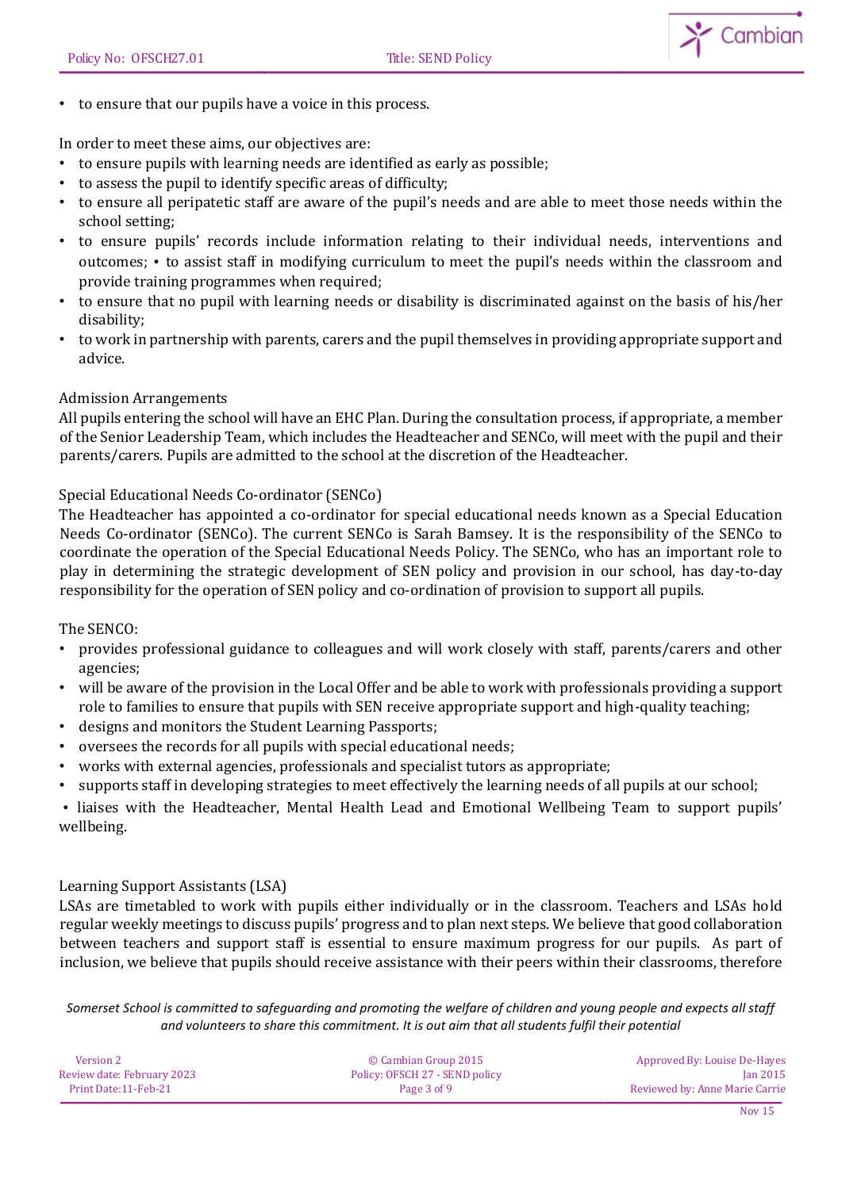- to ensure that our pupils have a voice in this process.

In order to meet these aims, our objectives are:

- to ensure pupils with learning needs are identified as early as possible;
- to assess the pupil to identify specific areas of difficulty;
- to ensure all peripatetic staff are aware of the pupil's needs and are able to meet those needs within the school setting;
- to ensure pupils' records include information relating to their individual needs, interventions and outcomes; • to assist staff in modifying curriculum to meet the pupil's needs within the classroom and provide training programmes when required;
- to ensure that no pupil with learning needs or disability is discriminated against on the basis of his/her disability;
- to work in partnership with parents, carers and the pupil themselves in providing appropriate support and advice.

## Admission Arrangements

All pupils entering the school will have an EHC Plan. During the consultation process, if appropriate, a member of the Senior Leadership Team, which includes the Headteacher and SENCo, will meet with the pupil and their parents/carers. Pupils are admitted to the school at the discretion of the Headteacher.

## Special Educational Needs Co-ordinator (SENCo)

The Headteacher has appointed a co-ordinator for special educational needs known as a Special Education Needs Co-ordinator (SENCo). The current SENCo is Sarah Bamsey. It is the responsibility of the SENCo to coordinate the operation of the Special Educational Needs Policy. The SENCo, who has an important role to play in determining the strategic development of SEN policy and provision in our school, has day-to-day responsibility for the operation of SEN policy and co-ordination of provision to support all pupils.

The SENCO:

- provides professional guidance to colleagues and will work closely with staff, parents/carers and other agencies;
- will be aware of the provision in the Local Offer and be able to work with professionals providing a support role to families to ensure that pupils with SEN receive appropriate support and high-quality teaching;
- designs and monitors the Student Learning Passports;
- oversees the records for all pupils with special educational needs;
- works with external agencies, professionals and specialist tutors as appropriate;
- supports staff in developing strategies to meet effectively the learning needs of all pupils at our school;
- liaises with the Headteacher, Mental Health Lead and Emotional Wellbeing Team to support pupils' wellbeing.

## Learning Support Assistants (LSA)

LSAs are timetabled to work with pupils either individually or in the classroom. Teachers and LSAs hold regular weekly meetings to discuss pupils' progress and to plan next steps. We believe that good collaboration between teachers and support staff is essential to ensure maximum progress for our pupils. As part of inclusion, we believe that pupils should receive assistance with their peers within their classrooms, therefore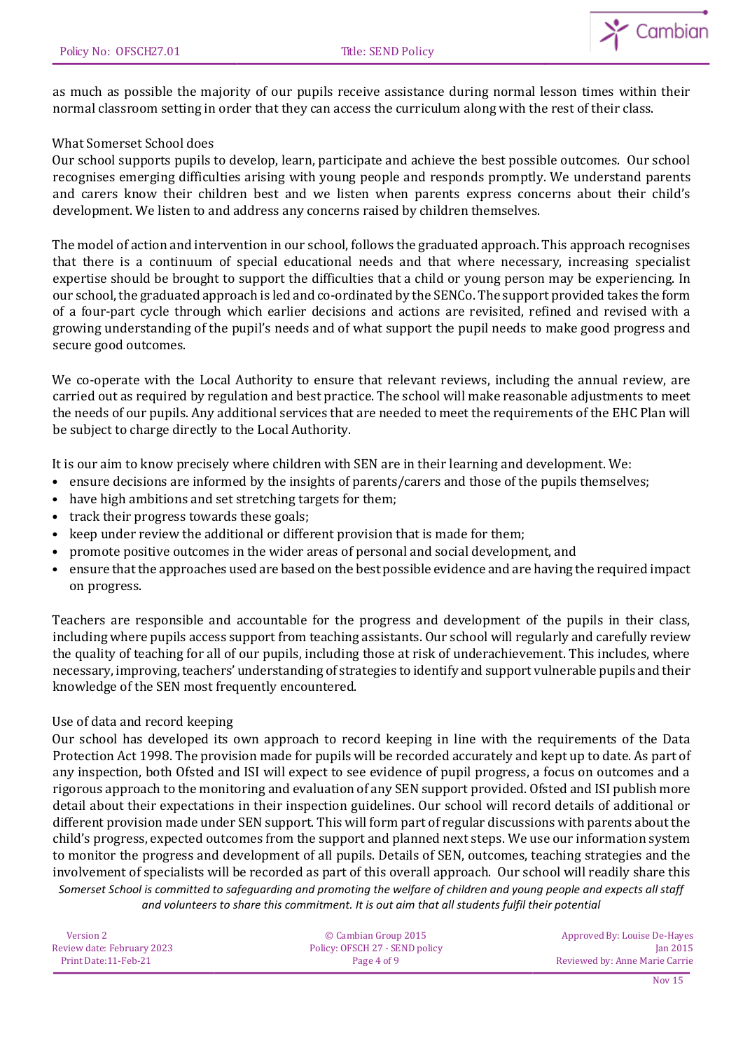as much as possible the majority of our pupils receive assistance during normal lesson times within their normal classroom setting in order that they can access the curriculum along with the rest of their class.

What Somerset School does

Our school supports pupils to develop, learn, participate and achieve the best possible outcomes. Our school recognises emerging difficulties arising with young people and responds promptly. We understand parents and carers know their children best and we listen when parents express concerns about their child's development. We listen to and address any concerns raised by children themselves.

The model of action and intervention in our school, follows the graduated approach. This approach recognises that there is a continuum of special educational needs and that where necessary, increasing specialist expertise should be brought to support the difficulties that a child or young person may be experiencing. In our school, the graduated approach is led and co-ordinated by the SENCo. The support provided takes the form of a four-part cycle through which earlier decisions and actions are revisited, refined and revised with a growing understanding of the pupil's needs and of what support the pupil needs to make good progress and secure good outcomes.

We co-operate with the Local Authority to ensure that relevant reviews, including the annual review, are carried out as required by regulation and best practice. The school will make reasonable adjustments to meet the needs of our pupils. Any additional services that are needed to meet the requirements of the EHC Plan will be subject to charge directly to the Local Authority.

It is our aim to know precisely where children with SEN are in their learning and development. We:

- ensure decisions are informed by the insights of parents/carers and those of the pupils themselves;
- have high ambitions and set stretching targets for them;
- track their progress towards these goals;
- keep under review the additional or different provision that is made for them;
- promote positive outcomes in the wider areas of personal and social development, and
- ensure that the approaches used are based on the best possible evidence and are having the required impact on progress.

Teachers are responsible and accountable for the progress and development of the pupils in their class, including where pupils access support from teaching assistants. Our school will regularly and carefully review the quality of teaching for all of our pupils, including those at risk of underachievement. This includes, where necessary, improving, teachers' understanding of strategies to identify and support vulnerable pupils and their knowledge of the SEN most frequently encountered.

Use of data and record keeping

Our school has developed its own approach to record keeping in line with the requirements of the Data Protection Act 1998. The provision made for pupils will be recorded accurately and kept up to date. As part of any inspection, both Ofsted and ISI will expect to see evidence of pupil progress, a focus on outcomes and a rigorous approach to the monitoring and evaluation of any SEN support provided. Ofsted and ISI publish more detail about their expectations in their inspection guidelines. Our school will record details of additional or different provision made under SEN support. This will form part of regular discussions with parents about the child's progress, expected outcomes from the support and planned next steps. We use our information system to monitor the progress and development of all pupils. Details of SEN, outcomes, teaching strategies and the involvement of specialists will be recorded as part of this overall approach. Our school will readily share this

*Somerset School is committed to safeguarding and promoting the welfare of children and young people and expects all staff and volunteers to share this commitment. It is out aim that all students fulfil their potential*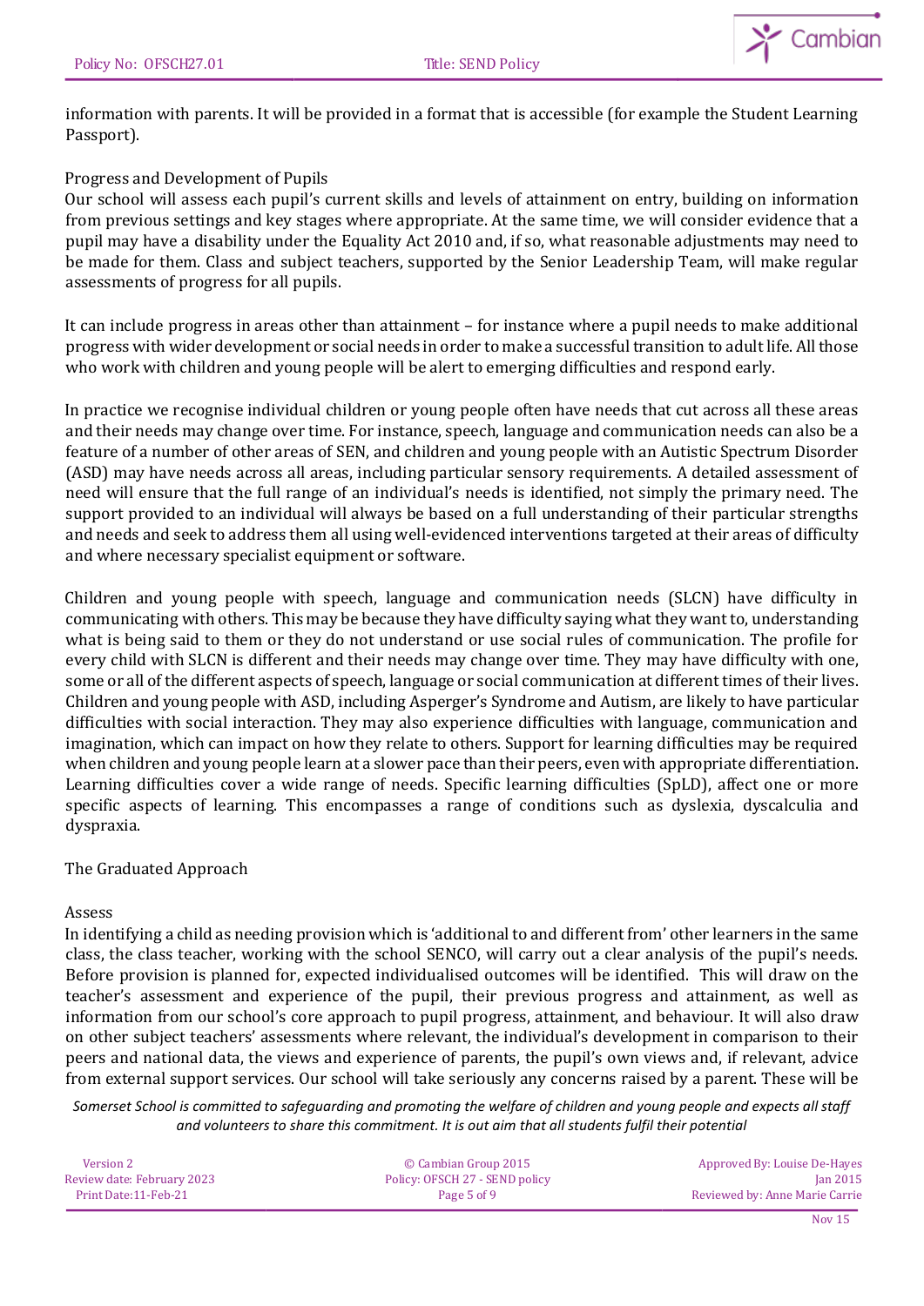information with parents. It will be provided in a format that is accessible (for example the Student Learning Passport).

## Progress and Development of Pupils

Our school will assess each pupil's current skills and levels of attainment on entry, building on information from previous settings and key stages where appropriate. At the same time, we will consider evidence that a pupil may have a disability under the Equality Act 2010 and, if so, what reasonable adjustments may need to be made for them. Class and subject teachers, supported by the Senior Leadership Team, will make regular assessments of progress for all pupils.

It can include progress in areas other than attainment – for instance where a pupil needs to make additional progress with wider development or social needs in order to make a successful transition to adult life. All those who work with children and young people will be alert to emerging difficulties and respond early.

In practice we recognise individual children or young people often have needs that cut across all these areas and their needs may change over time. For instance, speech, language and communication needs can also be a feature of a number of other areas of SEN, and children and young people with an Autistic Spectrum Disorder (ASD) may have needs across all areas, including particular sensory requirements. A detailed assessment of need will ensure that the full range of an individual's needs is identified, not simply the primary need. The support provided to an individual will always be based on a full understanding of their particular strengths and needs and seek to address them all using well-evidenced interventions targeted at their areas of difficulty and where necessary specialist equipment or software.

Children and young people with speech, language and communication needs (SLCN) have difficulty in communicating with others. This may be because they have difficulty saying what they want to, understanding what is being said to them or they do not understand or use social rules of communication. The profile for every child with SLCN is different and their needs may change over time. They may have difficulty with one, some or all of the different aspects of speech, language or social communication at different times of their lives. Children and young people with ASD, including Asperger's Syndrome and Autism, are likely to have particular difficulties with social interaction. They may also experience difficulties with language, communication and imagination, which can impact on how they relate to others. Support for learning difficulties may be required when children and young people learn at a slower pace than their peers, even with appropriate differentiation. Learning difficulties cover a wide range of needs. Specific learning difficulties (SpLD), affect one or more specific aspects of learning. This encompasses a range of conditions such as dyslexia, dyscalculia and dyspraxia.

## The Graduated Approach

### Assess

In identifying a child as needing provision which is 'additional to and different from' other learners in the same class, the class teacher, working with the school SENCO, will carry out a clear analysis of the pupil's needs. Before provision is planned for, expected individualised outcomes will be identified. This will draw on the teacher's assessment and experience of the pupil, their previous progress and attainment, as well as information from our school's core approach to pupil progress, attainment, and behaviour. It will also draw on other subject teachers' assessments where relevant, the individual's development in comparison to their peers and national data, the views and experience of parents, the pupil's own views and, if relevant, advice from external support services. Our school will take seriously any concerns raised by a parent. These will be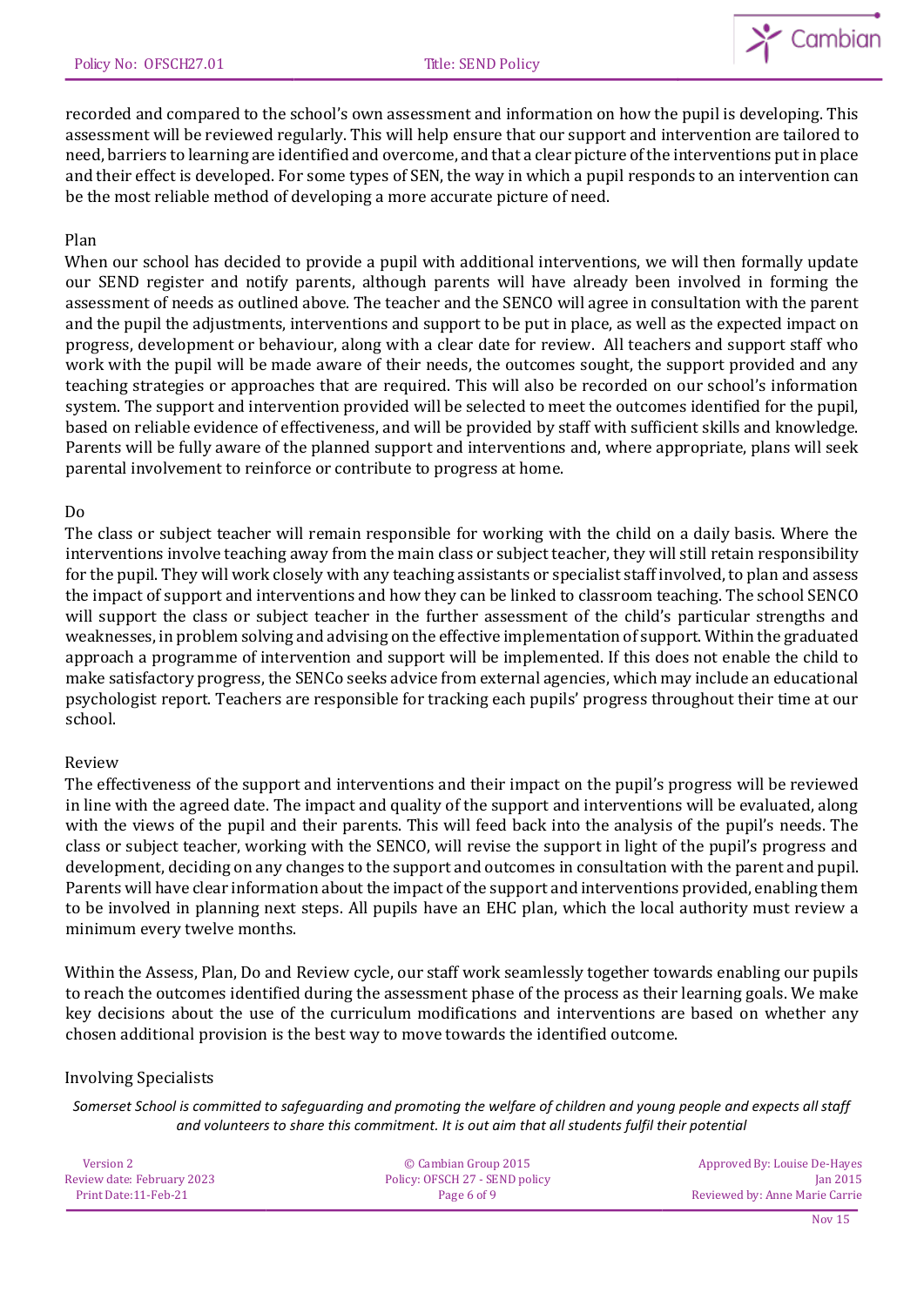recorded and compared to the school's own assessment and information on how the pupil is developing. This assessment will be reviewed regularly. This will help ensure that our support and intervention are tailored to need, barriers to learning are identified and overcome, and that a clear picture of the interventions put in place and their effect is developed. For some types of SEN, the way in which a pupil responds to an intervention can be the most reliable method of developing a more accurate picture of need.

Plan

When our school has decided to provide a pupil with additional interventions, we will then formally update our SEND register and notify parents, although parents will have already been involved in forming the assessment of needs as outlined above. The teacher and the SENCO will agree in consultation with the parent and the pupil the adjustments, interventions and support to be put in place, as well as the expected impact on progress, development or behaviour, along with a clear date for review. All teachers and support staff who work with the pupil will be made aware of their needs, the outcomes sought, the support provided and any teaching strategies or approaches that are required. This will also be recorded on our school's information system. The support and intervention provided will be selected to meet the outcomes identified for the pupil, based on reliable evidence of effectiveness, and will be provided by staff with sufficient skills and knowledge. Parents will be fully aware of the planned support and interventions and, where appropriate, plans will seek parental involvement to reinforce or contribute to progress at home.

Do

The class or subject teacher will remain responsible for working with the child on a daily basis. Where the interventions involve teaching away from the main class or subject teacher, they will still retain responsibility for the pupil. They will work closely with any teaching assistants or specialist staff involved, to plan and assess the impact of support and interventions and how they can be linked to classroom teaching. The school SENCO will support the class or subject teacher in the further assessment of the child's particular strengths and weaknesses, in problem solving and advising on the effective implementation of support. Within the graduated approach a programme of intervention and support will be implemented. If this does not enable the child to make satisfactory progress, the SENCo seeks advice from external agencies, which may include an educational psychologist report. Teachers are responsible for tracking each pupils' progress throughout their time at our school.

Review

The effectiveness of the support and interventions and their impact on the pupil's progress will be reviewed in line with the agreed date. The impact and quality of the support and interventions will be evaluated, along with the views of the pupil and their parents. This will feed back into the analysis of the pupil's needs. The class or subject teacher, working with the SENCO, will revise the support in light of the pupil's progress and development, deciding on any changes to the support and outcomes in consultation with the parent and pupil. Parents will have clear information about the impact of the support and interventions provided, enabling them to be involved in planning next steps. All pupils have an EHC plan, which the local authority must review a minimum every twelve months.

Within the Assess, Plan, Do and Review cycle, our staff work seamlessly together towards enabling our pupils to reach the outcomes identified during the assessment phase of the process as their learning goals. We make key decisions about the use of the curriculum modifications and interventions are based on whether any chosen additional provision is the best way to move towards the identified outcome.

Involving Specialists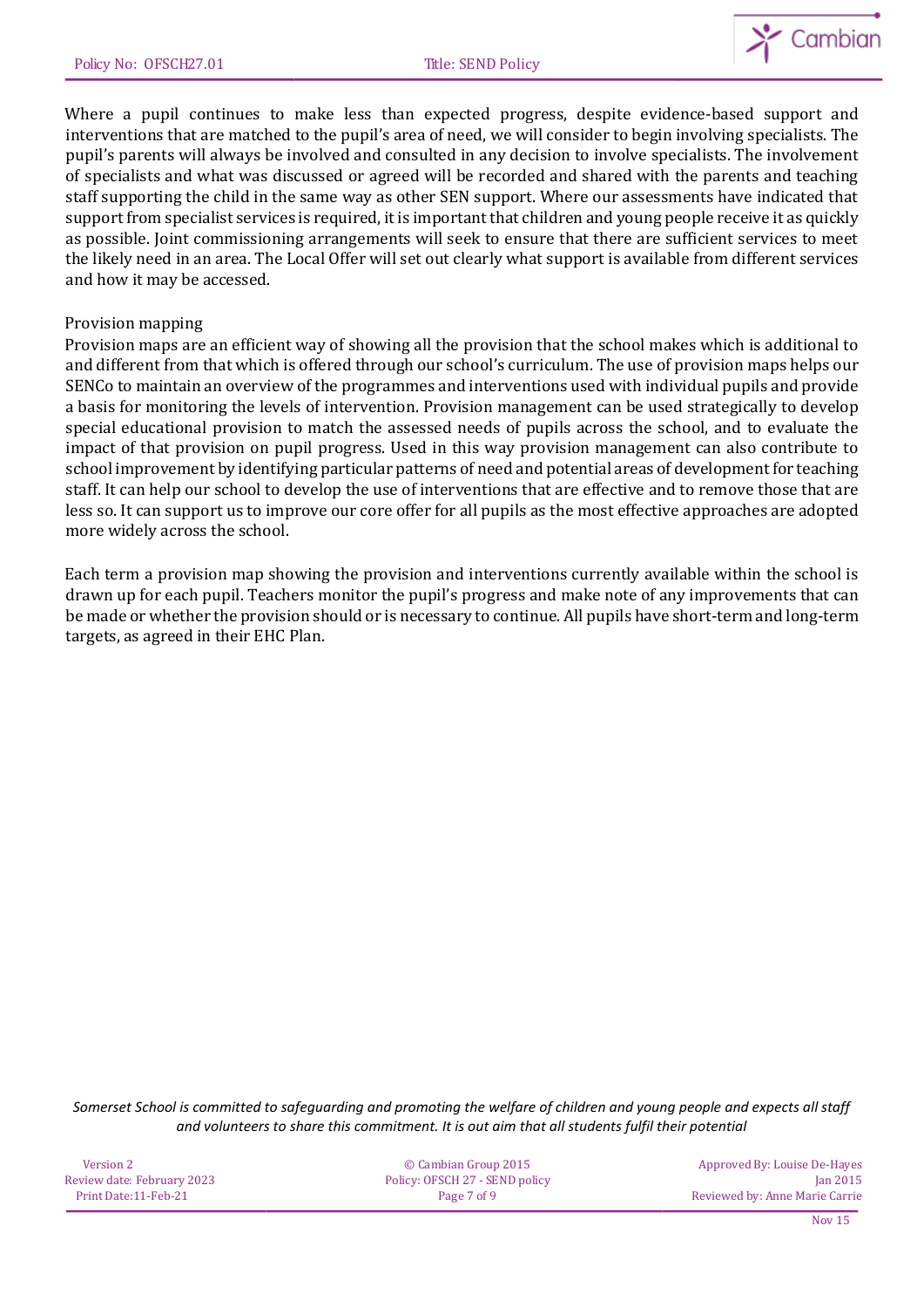Where a pupil continues to make less than expected progress, despite evidence-based support and interventions that are matched to the pupil's area of need, we will consider to begin involving specialists. The pupil's parents will always be involved and consulted in any decision to involve specialists. The involvement of specialists and what was discussed or agreed will be recorded and shared with the parents and teaching staff supporting the child in the same way as other SEN support. Where our assessments have indicated that support from specialist services is required, it is important that children and young people receive it as quickly as possible. Joint commissioning arrangements will seek to ensure that there are sufficient services to meet the likely need in an area. The Local Offer will set out clearly what support is available from different services and how it may be accessed.

Provision mapping

Provision maps are an efficient way of showing all the provision that the school makes which is additional to and different from that which is offered through our school's curriculum. The use of provision maps helps our SENCo to maintain an overview of the programmes and interventions used with individual pupils and provide a basis for monitoring the levels of intervention. Provision management can be used strategically to develop special educational provision to match the assessed needs of pupils across the school, and to evaluate the impact of that provision on pupil progress. Used in this way provision management can also contribute to school improvement by identifying particular patterns of need and potential areas of development for teaching staff. It can help our school to develop the use of interventions that are effective and to remove those that are less so. It can support us to improve our core offer for all pupils as the most effective approaches are adopted more widely across the school.

Each term a provision map showing the provision and interventions currently available within the school is drawn up for each pupil. Teachers monitor the pupil's progress and make note of any improvements that can be made or whether the provision should or is necessary to continue. All pupils have short-term and long-term targets, as agreed in their EHC Plan.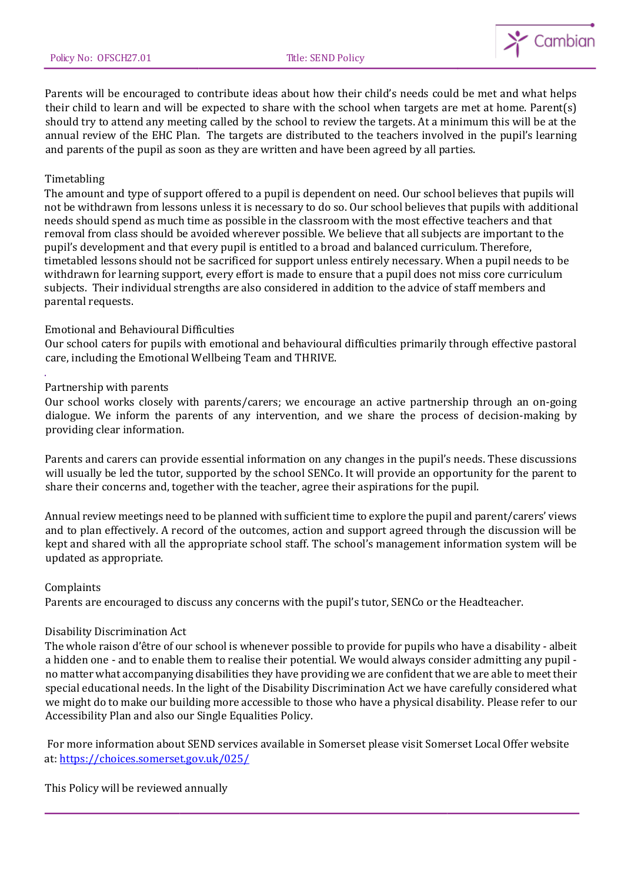Parents will be encouraged to contribute ideas about how their child's needs could be met and what helps their child to learn and will be expected to share with the school when targets are met at home. Parent(s) should try to attend any meeting called by the school to review the targets. At a minimum this will be at the annual review of the EHC Plan. The targets are distributed to the teachers involved in the pupil's learning and parents of the pupil as soon as they are written and have been agreed by all parties.

## Timetabling

The amount and type of support offered to a pupil is dependent on need. Our school believes that pupils will not be withdrawn from lessons unless it is necessary to do so. Our school believes that pupils with additional needs should spend as much time as possible in the classroom with the most effective teachers and that removal from class should be avoided wherever possible. We believe that all subjects are important to the pupil's development and that every pupil is entitled to a broad and balanced curriculum. Therefore, timetabled lessons should not be sacrificed for support unless entirely necessary. When a pupil needs to be withdrawn for learning support, every effort is made to ensure that a pupil does not miss core curriculum subjects. Their individual strengths are also considered in addition to the advice of staff members and parental requests.

## Emotional and Behavioural Difficulties

Our school caters for pupils with emotional and behavioural difficulties primarily through effective pastoral care, including the Emotional Wellbeing Team and THRIVE.

## Partnership with parents

Our school works closely with parents/carers; we encourage an active partnership through an on-going dialogue. We inform the parents of any intervention, and we share the process of decision-making by providing clear information.

Parents and carers can provide essential information on any changes in the pupil's needs. These discussions will usually be led the tutor, supported by the school SENCo. It will provide an opportunity for the parent to share their concerns and, together with the teacher, agree their aspirations for the pupil.

Annual review meetings need to be planned with sufficient time to explore the pupil and parent/carers' views and to plan effectively. A record of the outcomes, action and support agreed through the discussion will be kept and shared with all the appropriate school staff. The school's management information system will be updated as appropriate.

## Complaints

Parents are encouraged to discuss any concerns with the pupil's tutor, SENCo or the Headteacher.

## Disability Discrimination Act

The whole raison d'être of our school is whenever possible to provide for pupils who have a disability - albeit a hidden one - and to enable them to realise their potential. We would always consider admitting any pupil - no matter what accompanying disabilities they have providing we are confident that we are able to meet their special educational needs. In the light of the Disability Discrimination Act we have carefully considered what we might do to make our building more accessible to those who have a physical disability. Please refer to our Accessibility Plan and also our Single Equalities Policy.

For more information about SEND services available in Somerset please visit Somerset Local Offer website at: [https://choices.somerset.gov.uk/025/](https://choices.somerset.gov.uk/025/)

This Policy will be reviewed annually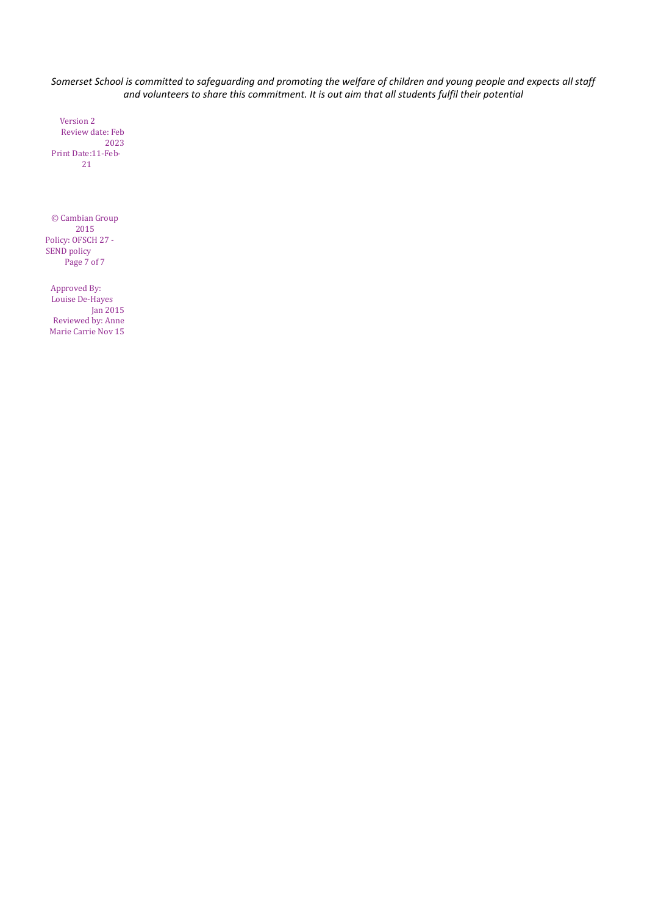*Somerset School is committed to safeguarding and promoting the welfare of children and young people and expects all staff and volunteers to share this commitment. It is out aim that all students fulfil their potential*